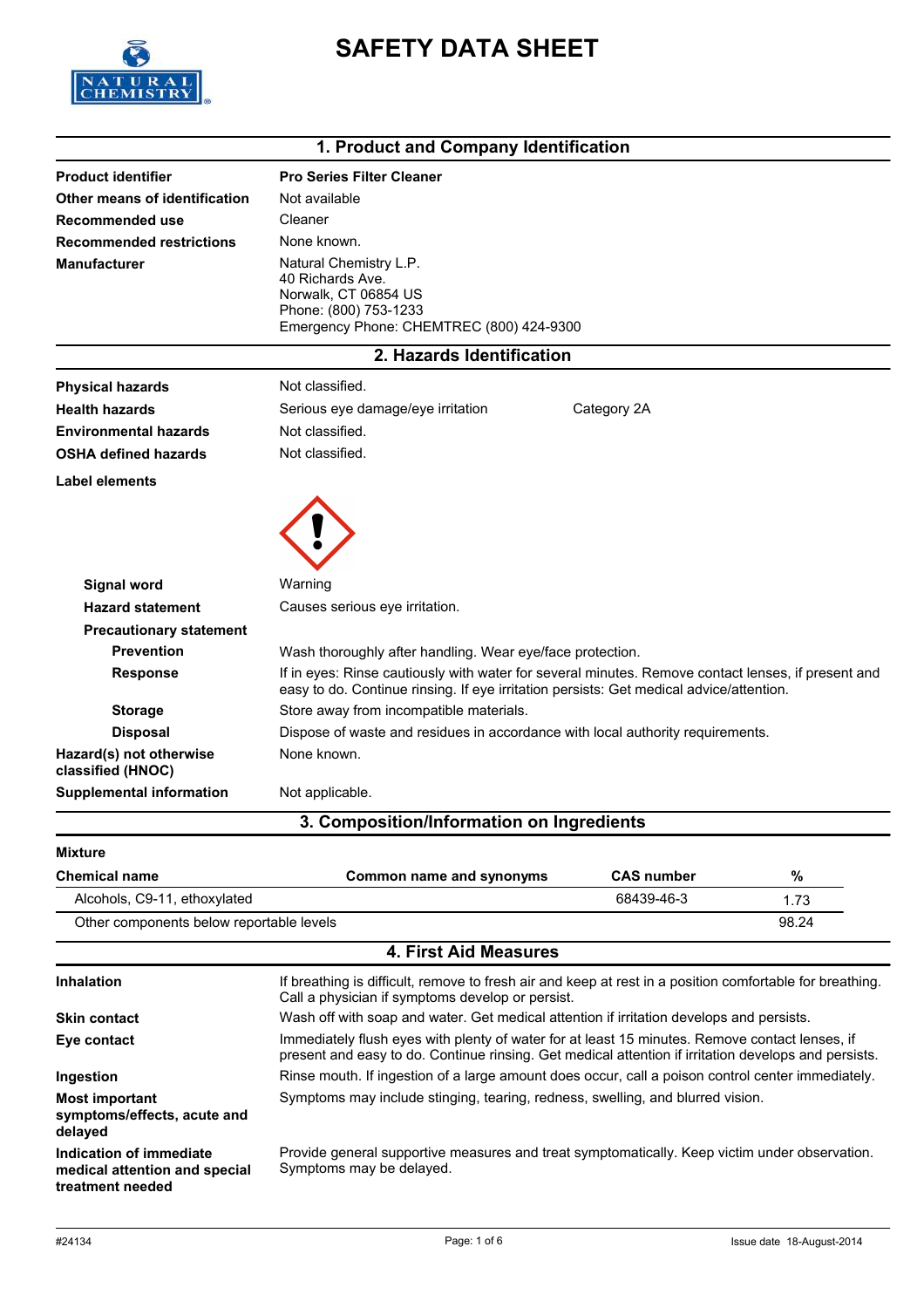# SAFETY DATA SHEET

## 1. Product and Company Identification

| | |
|---|---|
| **Product identifier** | **Pro Series Filter Cleaner** |
| **Other means of identification** | Not available |
| **Recommended use** | Cleaner |
| **Recommended restrictions** | None known. |
| **Manufacturer** | Natural Chemistry L.P.<br>40 Richards Ave.<br>Norwalk, CT 06854 US<br>Phone: (800) 753-1233<br>Emergency Phone: CHEMTREC (800) 424-9300 |

## 2. Hazards Identification

| | | |
|---|---|---|
| **Physical hazards** | Not classified. | |
| **Health hazards** | Serious eye damage/eye irritation | Category 2A |
| **Environmental hazards** | Not classified. | |
| **OSHA defined hazards** | Not classified. | |

**Label elements**

**Signal word**: Warning

**Hazard statement**: Causes serious eye irritation.

**Precautionary statement**

**Prevention**: Wash thoroughly after handling. Wear eye/face protection.

**Response**: If in eyes: Rinse cautiously with water for several minutes. Remove contact lenses, if present and easy to do. Continue rinsing. If eye irritation persists: Get medical advice/attention.

**Storage**: Store away from incompatible materials.

**Disposal**: Dispose of waste and residues in accordance with local authority requirements.

**Hazard(s) not otherwise classified (HNOC)**: None known.

**Supplemental information**: Not applicable.

## 3. Composition/Information on Ingredients

**Mixture**

| Chemical name | Common name and synonyms | CAS number | % |
|---|---|---|---|
| Alcohols, C9-11, ethoxylated | | 68439-46-3 | 1.73 |
| Other components below reportable levels | | | 98.24 |

## 4. First Aid Measures

| | |
|---|---|
| **Inhalation** | If breathing is difficult, remove to fresh air and keep at rest in a position comfortable for breathing. Call a physician if symptoms develop or persist. |
| **Skin contact** | Wash off with soap and water. Get medical attention if irritation develops and persists. |
| **Eye contact** | Immediately flush eyes with plenty of water for at least 15 minutes. Remove contact lenses, if present and easy to do. Continue rinsing. Get medical attention if irritation develops and persists. |
| **Ingestion** | Rinse mouth. If ingestion of a large amount does occur, call a poison control center immediately. |
| **Most important symptoms/effects, acute and delayed** | Symptoms may include stinging, tearing, redness, swelling, and blurred vision. |
| **Indication of immediate medical attention and special treatment needed** | Provide general supportive measures and treat symptomatically. Keep victim under observation. Symptoms may be delayed. |

#24134 Issue date 18-August-2014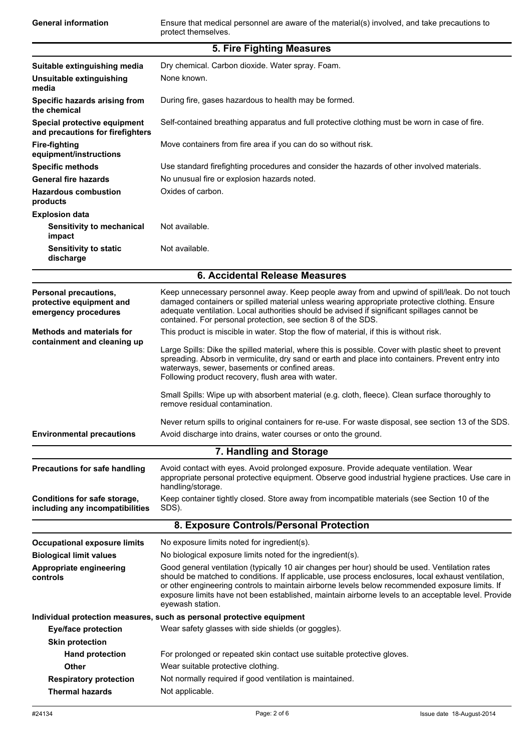| | |
|---|---|
| **General information** | Ensure that medical personnel are aware of the material(s) involved, and take precautions to protect themselves. |

## 5. Fire Fighting Measures

| | |
|---|---|
| **Suitable extinguishing media** | Dry chemical. Carbon dioxide. Water spray. Foam. |
| **Unsuitable extinguishing media** | None known. |
| **Specific hazards arising from the chemical** | During fire, gases hazardous to health may be formed. |
| **Special protective equipment and precautions for firefighters** | Self-contained breathing apparatus and full protective clothing must be worn in case of fire. |
| **Fire-fighting equipment/instructions** | Move containers from fire area if you can do so without risk. |
| **Specific methods** | Use standard firefighting procedures and consider the hazards of other involved materials. |
| **General fire hazards** | No unusual fire or explosion hazards noted. |
| **Hazardous combustion products** | Oxides of carbon. |
| **Explosion data** | |
| **Sensitivity to mechanical impact** | Not available. |
| **Sensitivity to static discharge** | Not available. |

## 6. Accidental Release Measures

| | |
|---|---|
| **Personal precautions, protective equipment and emergency procedures** | Keep unnecessary personnel away. Keep people away from and upwind of spill/leak. Do not touch damaged containers or spilled material unless wearing appropriate protective clothing. Ensure adequate ventilation. Local authorities should be advised if significant spillages cannot be contained. For personal protection, see section 8 of the SDS. |
| **Methods and materials for containment and cleaning up** | This product is miscible in water. Stop the flow of material, if this is without risk.<br><br>Large Spills: Dike the spilled material, where this is possible. Cover with plastic sheet to prevent spreading. Absorb in vermiculite, dry sand or earth and place into containers. Prevent entry into waterways, sewer, basements or confined areas.<br>Following product recovery, flush area with water.<br><br>Small Spills: Wipe up with absorbent material (e.g. cloth, fleece). Clean surface thoroughly to remove residual contamination.<br><br>Never return spills to original containers for re-use. For waste disposal, see section 13 of the SDS. |
| **Environmental precautions** | Avoid discharge into drains, water courses or onto the ground. |

## 7. Handling and Storage

| | |
|---|---|
| **Precautions for safe handling** | Avoid contact with eyes. Avoid prolonged exposure. Provide adequate ventilation. Wear appropriate personal protective equipment. Observe good industrial hygiene practices. Use care in handling/storage. |
| **Conditions for safe storage, including any incompatibilities** | Keep container tightly closed. Store away from incompatible materials (see Section 10 of the SDS). |

## 8. Exposure Controls/Personal Protection

| | |
|---|---|
| **Occupational exposure limits** | No exposure limits noted for ingredient(s). |
| **Biological limit values** | No biological exposure limits noted for the ingredient(s). |
| **Appropriate engineering controls** | Good general ventilation (typically 10 air changes per hour) should be used. Ventilation rates should be matched to conditions. If applicable, use process enclosures, local exhaust ventilation, or other engineering controls to maintain airborne levels below recommended exposure limits. If exposure limits have not been established, maintain airborne levels to an acceptable level. Provide eyewash station. |

**Individual protection measures, such as personal equipment**

| | |
|---|---|
| **Eye/face protection** | Wear safety glasses with side shields (or goggles). |
| **Skin protection** | |
| **Hand protection** | For prolonged or repeated skin contact use suitable protective gloves. |
| **Other** | Wear suitable protective clothing. |
| **Respiratory protection** | Not normally required if good ventilation is maintained. |
| **Thermal hazards** | Not applicable. |

#24134 Issue date 18-August-2014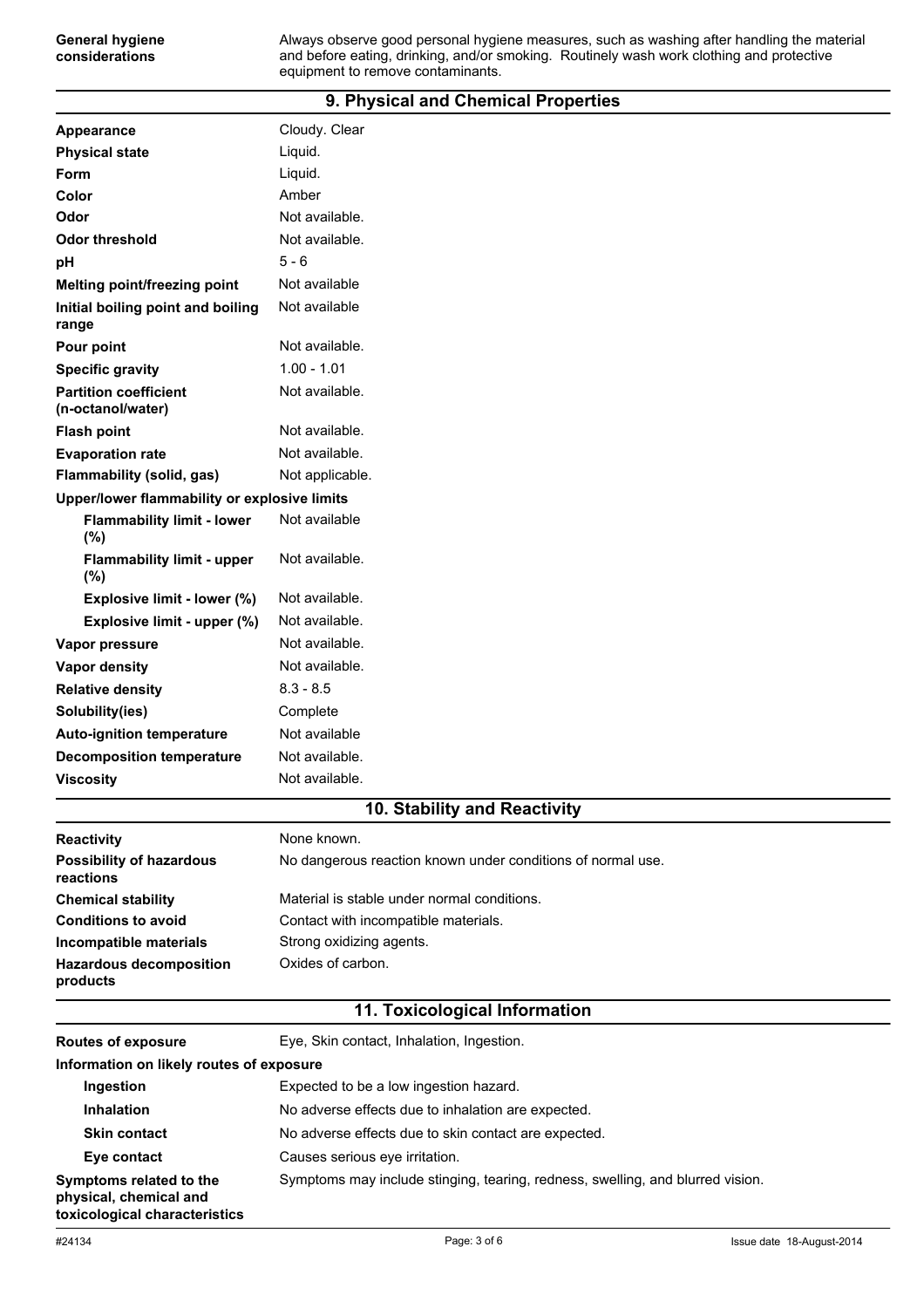| | |
|---|---|
| **General hygiene considerations** | Always observe good personal hygiene measures, such as washing after handling the material and before eating, drinking, and/or smoking. Routinely wash work clothing and protective equipment to remove contaminants. |

## 9. Physical and Chemical Properties

| | |
|---|---|
| **Appearance** | Cloudy. Clear |
| **Physical state** | Liquid. |
| **Form** | Liquid. |
| **Color** | Amber |
| **Odor** | Not available. |
| **Odor threshold** | Not available. |
| **pH** | 5 - 6 |
| **Melting point/freezing point** | Not available |
| **Initial boiling point and boiling range** | Not available |
| **Pour point** | Not available. |
| **Specific gravity** | 1.00 - 1.01 |
| **Partition coefficient (n-octanol/water)** | Not available. |
| **Flash point** | Not available. |
| **Evaporation rate** | Not available. |
| **Flammability (solid, gas)** | Not applicable. |
| **Upper/lower flammability or explosive limits** | |
| **Flammability limit - lower (%)** | Not available |
| **Flammability limit - upper (%)** | Not available. |
| **Explosive limit - lower (%)** | Not available. |
| **Explosive limit - upper (%)** | Not available. |
| **Vapor pressure** | Not available. |
| **Vapor density** | Not available. |
| **Relative density** | 8.3 - 8.5 |
| **Solubility(ies)** | Complete |
| **Auto-ignition temperature** | Not available |
| **Decomposition temperature** | Not available. |
| **Viscosity** | Not available. |

## 10. Stability and Reactivity

| | |
|---|---|
| **Reactivity** | None known. |
| **Possibility of hazardous reactions** | No dangerous reaction known under conditions of normal use. |
| **Chemical stability** | Material is stable under normal conditions. |
| **Conditions to avoid** | Contact with incompatible materials. |
| **Incompatible materials** | Strong oxidizing agents. |
| **Hazardous decomposition products** | Oxides of carbon. |

## 11. Toxicological Information

| | |
|---|---|
| **Routes of exposure** | Eye, Skin contact, Inhalation, Ingestion. |
| **Information on likely routes of exposure** | |
| **Ingestion** | Expected to be a low ingestion hazard. |
| **Inhalation** | No adverse effects due to inhalation are expected. |
| **Skin contact** | No adverse effects due to skin contact are expected. |
| **Eye contact** | Causes serious eye irritation. |
| **Symptoms related to the physical, chemical and toxicological characteristics** | Symptoms may include stinging, tearing, redness, swelling, and blurred vision. |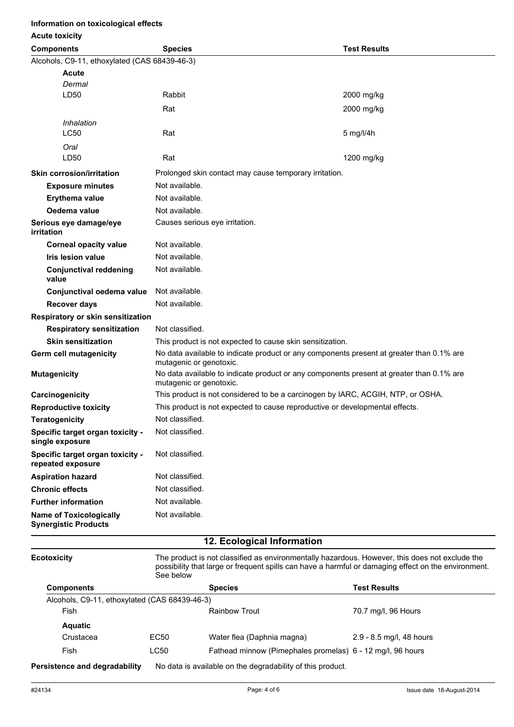**Information on toxicological effects**

**Acute toxicity**

| Components | Species | Test Results |
|---|---|---|
| Alcohols, C9-11, ethoxylated (CAS 68439-46-3) | | |
| **Acute** | | |
| *Dermal* | | |
| LD50 | Rabbit | 2000 mg/kg |
| | Rat | 2000 mg/kg |
| *Inhalation* | | |
| LC50 | Rat | 5 mg/l/4h |
| *Oral* | | |
| LD50 | Rat | 1200 mg/kg |

**Skin corrosion/irritation** Prolonged skin contact may cause temporary irritation.

**Exposure minutes** Not available.

**Erythema value** Not available.

**Oedema value** Not available.

**Serious eye damage/eye irritation** Causes serious eye irritation.

**Corneal opacity value** Not available.

**Iris lesion value** Not available.

**Conjunctival reddening value** Not available.

**Conjunctival oedema value** Not available.

**Recover days** Not available.

**Respiratory or skin sensitization**

**Respiratory sensitization** Not classified.

**Skin sensitization** This product is not expected to cause skin sensitization.

**Germ cell mutagenicity** No data available to indicate product or any components present at greater than 0.1% are mutagenic or genotoxic.

**Mutagenicity** No data available to indicate product or any components present at greater than 0.1% are mutagenic or genotoxic.

**Carcinogenicity** This product is not considered to be a carcinogen by IARC, ACGIH, NTP, or OSHA.

**Reproductive toxicity** This product is not expected to cause reproductive or developmental effects.

**Teratogenicity** Not classified.

**Specific target organ toxicity - single exposure** Not classified.

**Specific target organ toxicity - repeated exposure** Not classified.

**Aspiration hazard** Not classified.

**Chronic effects** Not classified.

**Further information** Not available.

**Name of Toxicologically Synergistic Products** Not available.

## 12. Ecological Information

**Ecotoxicity** The product is not classified as environmentally hazardous. However, this does not exclude the possibility that large or frequent spills can have a harmful or damaging effect on the environment. See below

| Components | | Species | Test Results |
|---|---|---|---|
| Alcohols, C9-11, ethoxylated (CAS 68439-46-3) | | | |
| Fish | | Rainbow Trout | 70.7 mg/l, 96 Hours |
| **Aquatic** | | | |
| Crustacea | EC50 | Water flea (Daphnia magna) | 2.9 - 8.5 mg/l, 48 hours |
| Fish | LC50 | Fathead minnow (Pimephales promelas) | 6 - 12 mg/l, 96 hours |

**Persistence and degradability** No data is available on the degradability of this product.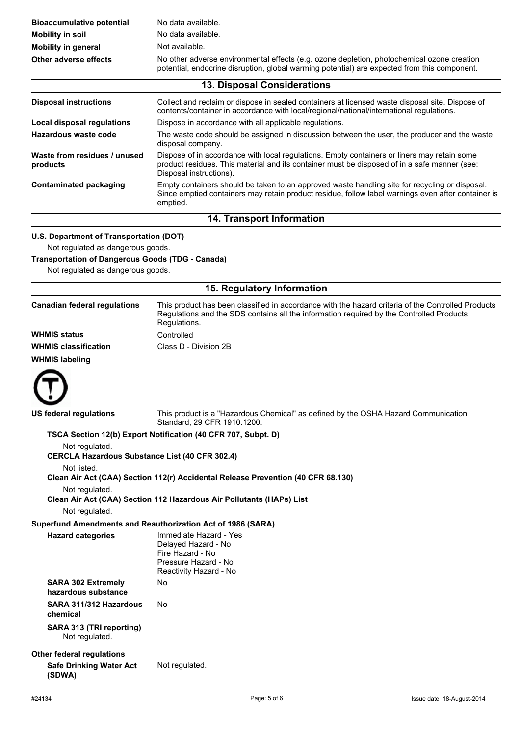| | |
|---|---|
| **Bioaccumulative potential** | No data available. |
| **Mobility in soil** | No data available. |
| **Mobility in general** | Not available. |
| **Other adverse effects** | No other adverse environmental effects (e.g. ozone depletion, photochemical ozone creation potential, endocrine disruption, global warming potential) are expected from this component. |

## 13. Disposal Considerations

| | |
|---|---|
| **Disposal instructions** | Collect and reclaim or dispose in sealed containers at licensed waste disposal site. Dispose of contents/container in accordance with local/regional/national/international regulations. |
| **Local disposal regulations** | Dispose in accordance with all applicable regulations. |
| **Hazardous waste code** | The waste code should be assigned in discussion between the user, the producer and the waste disposal company. |
| **Waste from residues / unused products** | Dispose of in accordance with local regulations. Empty containers or liners may retain some product residues. This material and its container must be disposed of in a safe manner (see: Disposal instructions). |
| **Contaminated packaging** | Empty containers should be taken to an approved waste handling site for recycling or disposal. Since emptied containers may retain product residue, follow label warnings even after container is emptied. |

## 14. Transport Information

**U.S. Department of Transportation (DOT)**

Not regulated as dangerous goods.

**Transportation of Dangerous Goods (TDG - Canada)**

Not regulated as dangerous goods.

## 15. Regulatory Information

| | |
|---|---|
| **Canadian federal regulations** | This product has been classified in accordance with the hazard criteria of the Controlled Products Regulations and the SDS contains all the information required by the Controlled Products Regulations. |
| **WHMIS status** | Controlled |
| **WHMIS classification** | Class D - Division 2B |
| **WHMIS labeling** | |

| | |
|---|---|
| **US federal regulations** | This product is a "Hazardous Chemical" as defined by the OSHA Hazard Communication Standard, 29 CFR 1910.1200. |

**TSCA Section 12(b) Export Notification (40 CFR 707, Subpt. D)**

Not regulated.

**CERCLA Hazardous Substance List (40 CFR 302.4)**

Not listed.

**Clean Air Act (CAA) Section 112(r) Accidental Release Prevention (40 CFR 68.130)**

Not regulated.

**Clean Air Act (CAA) Section 112 Hazardous Air Pollutants (HAPs) List**

Not regulated.

**Superfund Amendments and Reauthorization Act of 1986 (SARA)**

| | |
|---|---|
| **Hazard categories** | Immediate Hazard - Yes<br>Delayed Hazard - No<br>Fire Hazard - No<br>Pressure Hazard - No<br>Reactivity Hazard - No |
| **SARA 302 Extremely hazardous substance** | No |
| **SARA 311/312 Hazardous chemical** | No |

**SARA 313 (TRI reporting)**

Not regulated.

**Other federal regulations**

| | |
|---|---|
| **Safe Drinking Water Act (SDWA)** | Not regulated. |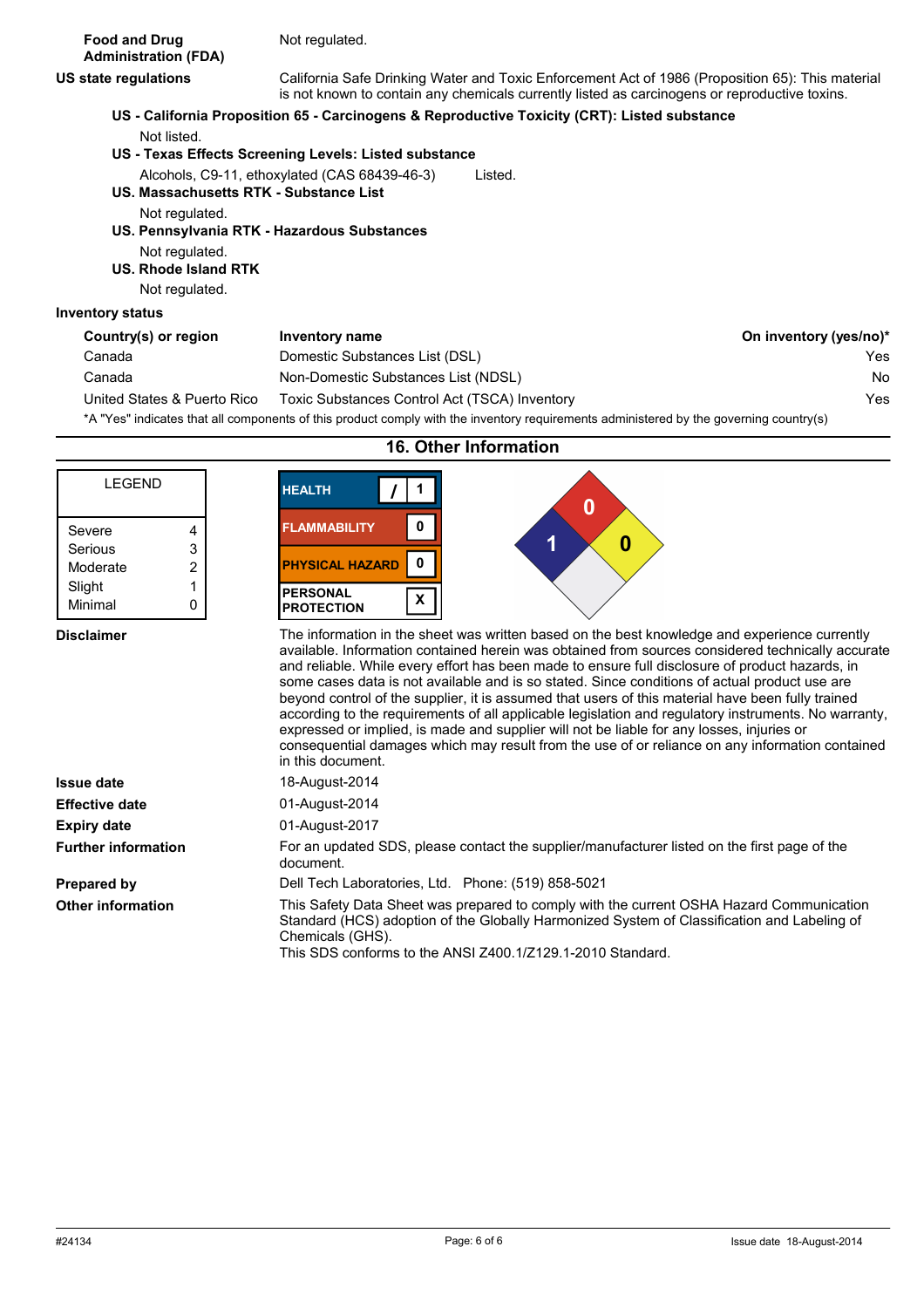**Food and Drug Administration (FDA)** Not regulated.

**US state regulations** California Safe Drinking Water and Toxic Enforcement Act of 1986 (Proposition 65): This material is not known to contain any chemicals currently listed as carcinogens or reproductive toxins.

**US - California Proposition 65 - Carcinogens & Reproductive Toxicity (CRT): Listed substance**

Not listed.

**US - Texas Effects Screening Levels: Listed substance**

Alcohols, C9-11, ethoxylated (CAS 68439-46-3) Listed.

**US. Massachusetts RTK - Substance List**

Not regulated.

**US. Pennsylvania RTK - Hazardous Substances**

Not regulated.

**US. Rhode Island RTK**

Not regulated.

**Inventory status**

| Country(s) or region | Inventory name | On inventory (yes/no)* |
|---|---|---|
| Canada | Domestic Substances List (DSL) | Yes |
| Canada | Non-Domestic Substances List (NDSL) | No |
| United States & Puerto Rico | Toxic Substances Control Act (TSCA) Inventory | Yes |

*A "Yes" indicates that all components of this product comply with the inventory requirements administered by the governing country(s)

## 16. Other Information

| LEGEND | |
|---|---|
| Severe | 4 |
| Serious | 3 |
| Moderate | 2 |
| Slight | 1 |
| Minimal | 0 |

| | |
|---|---|
| HEALTH | / 1 |
| FLAMMABILITY | 0 |
| PHYSICAL HAZARD | 0 |
| PERSONAL PROTECTION | X |

0
1
0

**Disclaimer** The information in the sheet was written based on the best knowledge and experience currently available. Information contained herein was obtained from sources considered technically accurate and reliable. While every effort has been made to ensure full disclosure of product hazards, in some cases data is not available and is so stated. Since conditions of actual product use are beyond control of the supplier, it is assumed that users of this material have been fully trained according to the requirements of all applicable legislation and regulatory instruments. No warranty, expressed or implied, is made and supplier will not be liable for any losses, injuries or consequential damages which may result from the use of or reliance on any information contained in this document.

**Issue date** 18-August-2014

**Effective date** 01-August-2014

**Expiry date** 01-August-2017

**Further information** For an updated SDS, please contact the supplier/manufacturer listed on the first page of the document.

**Prepared by** Dell Tech Laboratories, Ltd. Phone: (519) 858-5021

**Other information** This Safety Data Sheet was prepared to comply with the current OSHA Hazard Communication Standard (HCS) adoption of the Globally Harmonized System of Classification and Labeling of Chemicals (GHS).
This SDS conforms to the ANSI Z400.1/Z129.1-2010 Standard.